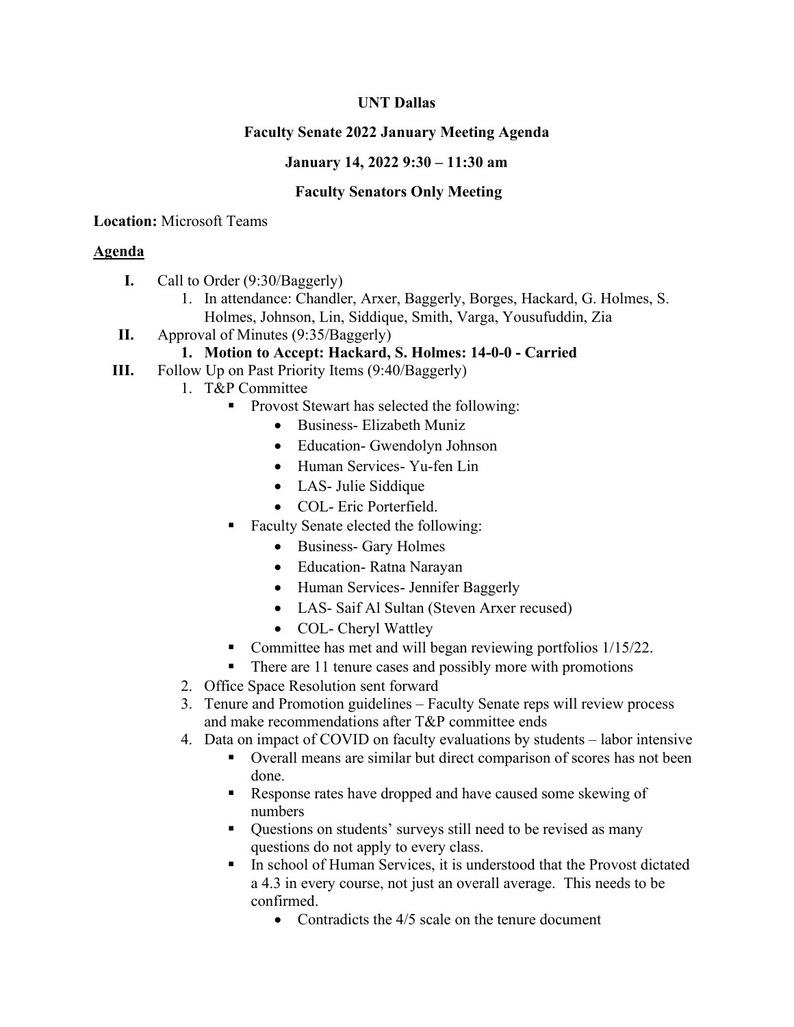**UNT Dallas**

**Faculty Senate 2022 January Meeting Agenda**

**January 14, 2022 9:30 – 11:30 am**

**Faculty Senators Only Meeting**

**Location:** Microsoft Teams

**Agenda**

- **I.** Call to Order (9:30/Baggerly)
  1. In attendance: Chandler, Arxer, Baggerly, Borges, Hackard, G. Holmes, S. Holmes, Johnson, Lin, Siddique, Smith, Varga, Yousufuddin, Zia
- **II.** Approval of Minutes (9:35/Baggerly)
  1. **Motion to Accept: Hackard, S. Holmes: 14-0-0 - Carried**
- **III.** Follow Up on Past Priority Items (9:40/Baggerly)
  1. T&P Committee
     - Provost Stewart has selected the following:
       - Business- Elizabeth Muniz
       - Education- Gwendolyn Johnson
       - Human Services- Yu-fen Lin
       - LAS- Julie Siddique
       - COL- Eric Porterfield.
     - Faculty Senate elected the following:
       - Business- Gary Holmes
       - Education- Ratna Narayan
       - Human Services- Jennifer Baggerly
       - LAS- Saif Al Sultan (Steven Arxer recused)
       - COL- Cheryl Wattley
     - Committee has met and will began reviewing portfolios 1/15/22.
     - There are 11 tenure cases and possibly more with promotions
  2. Office Space Resolution sent forward
  3. Tenure and Promotion guidelines – Faculty Senate reps will review process and make recommendations after T&P committee ends
  4. Data on impact of COVID on faculty evaluations by students – labor intensive
     - Overall means are similar but direct comparison of scores has not been done.
     - Response rates have dropped and have caused some skewing of numbers
     - Questions on students' surveys still need to be revised as many questions do not apply to every class.
     - In school of Human Services, it is understood that the Provost dictated a 4.3 in every course, not just an overall average. This needs to be confirmed.
       - Contradicts the 4/5 scale on the tenure document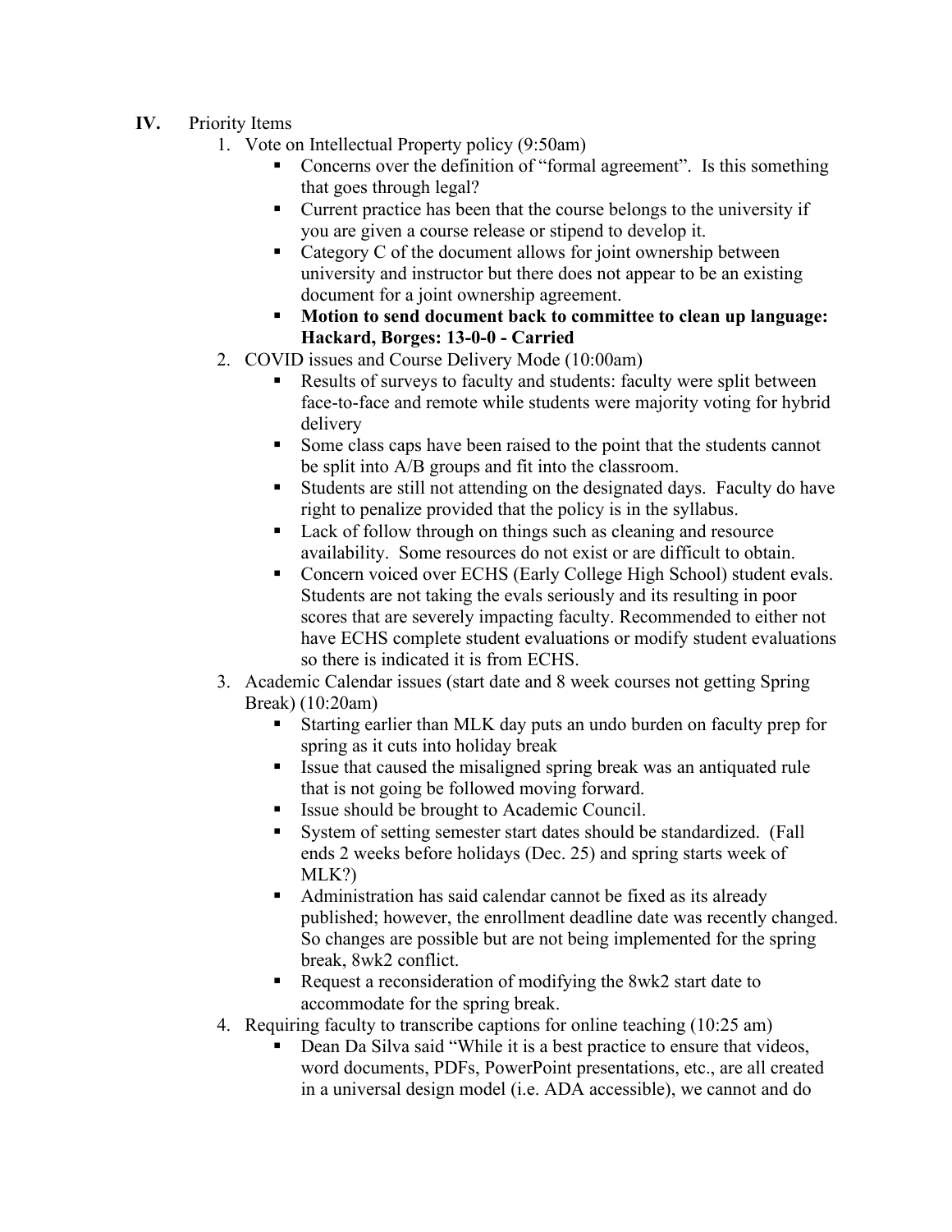## IV. Priority Items

1. Vote on Intellectual Property policy (9:50am)
   - Concerns over the definition of "formal agreement". Is this something that goes through legal?
   - Current practice has been that the course belongs to the university if you are given a course release or stipend to develop it.
   - Category C of the document allows for joint ownership between university and instructor but there does not appear to be an existing document for a joint ownership agreement.
   - **Motion to send document back to committee to clean up language: Hackard, Borges: 13-0-0 - Carried**
2. COVID issues and Course Delivery Mode (10:00am)
   - Results of surveys to faculty and students: faculty were split between face-to-face and remote while students were majority voting for hybrid delivery
   - Some class caps have been raised to the point that the students cannot be split into A/B groups and fit into the classroom.
   - Students are still not attending on the designated days. Faculty do have right to penalize provided that the policy is in the syllabus.
   - Lack of follow through on things such as cleaning and resource availability. Some resources do not exist or are difficult to obtain.
   - Concern voiced over ECHS (Early College High School) student evals. Students are not taking the evals seriously and its resulting in poor scores that are severely impacting faculty. Recommended to either not have ECHS complete student evaluations or modify student evaluations so there is indicated it is from ECHS.
3. Academic Calendar issues (start date and 8 week courses not getting Spring Break) (10:20am)
   - Starting earlier than MLK day puts an undo burden on faculty prep for spring as it cuts into holiday break
   - Issue that caused the misaligned spring break was an antiquated rule that is not going be followed moving forward.
   - Issue should be brought to Academic Council.
   - System of setting semester start dates should be standardized. (Fall ends 2 weeks before holidays (Dec. 25) and spring starts week of MLK?)
   - Administration has said calendar cannot be fixed as its already published; however, the enrollment deadline date was recently changed. So changes are possible but are not being implemented for the spring break, 8wk2 conflict.
   - Request a reconsideration of modifying the 8wk2 start date to accommodate for the spring break.
4. Requiring faculty to transcribe captions for online teaching (10:25 am)
   - Dean Da Silva said "While it is a best practice to ensure that videos, word documents, PDFs, PowerPoint presentations, etc., are all created in a universal design model (i.e. ADA accessible), we cannot and do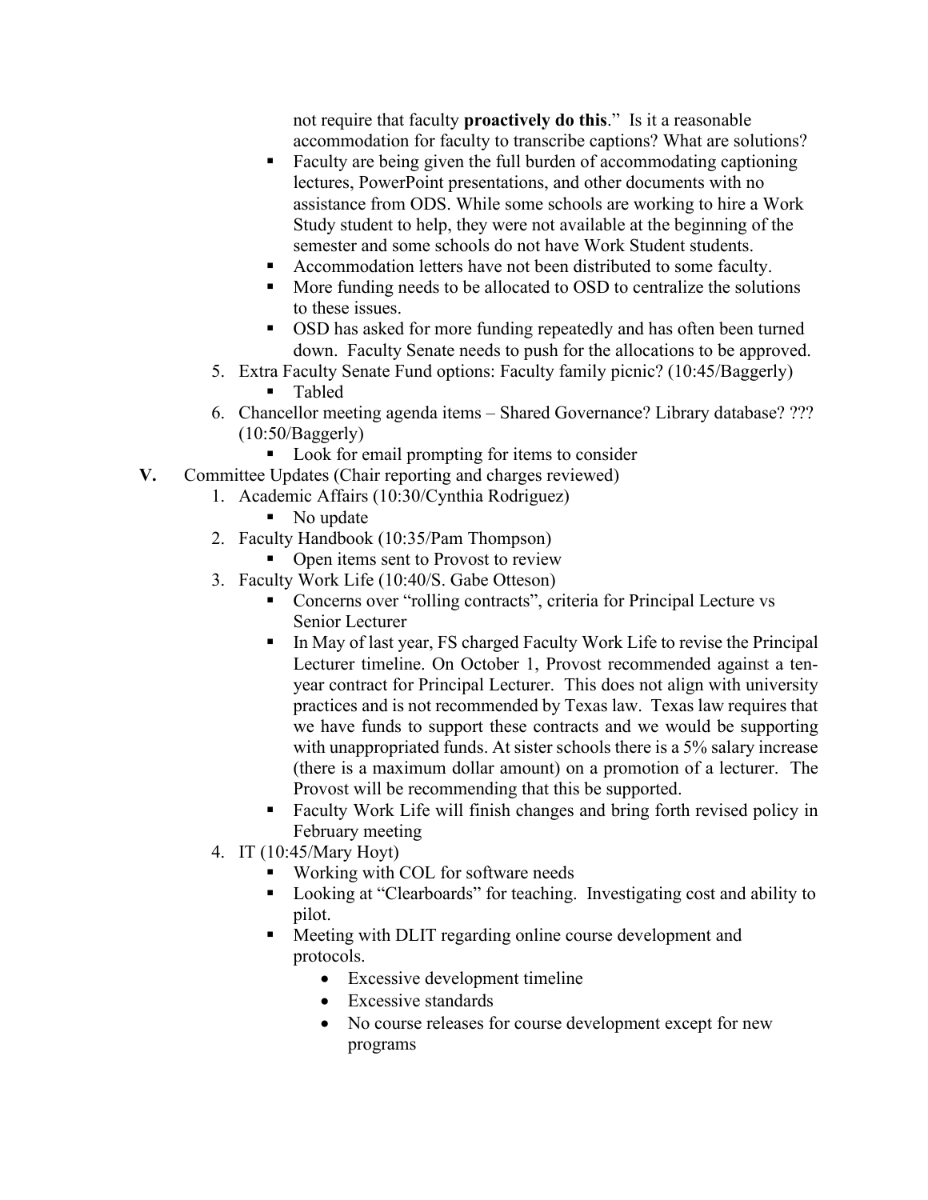not require that faculty **proactively do this**." Is it a reasonable accommodation for faculty to transcribe captions? What are solutions?

- Faculty are being given the full burden of accommodating captioning lectures, PowerPoint presentations, and other documents with no assistance from ODS. While some schools are working to hire a Work Study student to help, they were not available at the beginning of the semester and some schools do not have Work Student students.
- Accommodation letters have not been distributed to some faculty.
- More funding needs to be allocated to OSD to centralize the solutions to these issues.
- OSD has asked for more funding repeatedly and has often been turned down. Faculty Senate needs to push for the allocations to be approved.

5. Extra Faculty Senate Fund options: Faculty family picnic? (10:45/Baggerly)
   - Tabled
6. Chancellor meeting agenda items – Shared Governance? Library database? ??? (10:50/Baggerly)
   - Look for email prompting for items to consider

**V.** Committee Updates (Chair reporting and charges reviewed)

1. Academic Affairs (10:30/Cynthia Rodriguez)
   - No update
2. Faculty Handbook (10:35/Pam Thompson)
   - Open items sent to Provost to review
3. Faculty Work Life (10:40/S. Gabe Otteson)
   - Concerns over "rolling contracts", criteria for Principal Lecture vs Senior Lecturer
   - In May of last year, FS charged Faculty Work Life to revise the Principal Lecturer timeline. On October 1, Provost recommended against a ten-year contract for Principal Lecturer. This does not align with university practices and is not recommended by Texas law. Texas law requires that we have funds to support these contracts and we would be supporting with unappropriated funds. At sister schools there is a 5% salary increase (there is a maximum dollar amount) on a promotion of a lecturer. The Provost will be recommending that this be supported.
   - Faculty Work Life will finish changes and bring forth revised policy in February meeting
4. IT (10:45/Mary Hoyt)
   - Working with COL for software needs
   - Looking at "Clearboards" for teaching. Investigating cost and ability to pilot.
   - Meeting with DLIT regarding online course development and protocols.
     - Excessive development timeline
     - Excessive standards
     - No course releases for course development except for new programs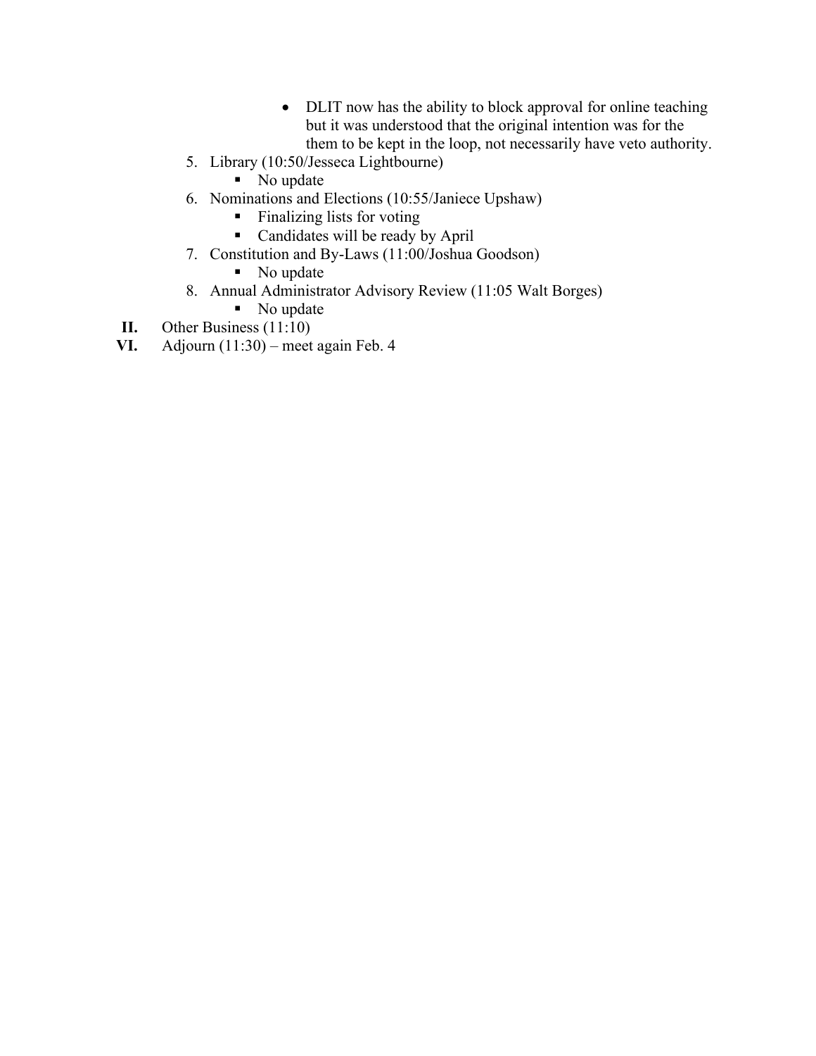- DLIT now has the ability to block approval for online teaching but it was understood that the original intention was for the them to be kept in the loop, not necessarily have veto authority.

5. Library (10:50/Jesseca Lightbourne)
   - No update
6. Nominations and Elections (10:55/Janiece Upshaw)
   - Finalizing lists for voting
   - Candidates will be ready by April
7. Constitution and By-Laws (11:00/Joshua Goodson)
   - No update
8. Annual Administrator Advisory Review (11:05 Walt Borges)
   - No update

**II.** Other Business (11:10)

**VI.** Adjourn (11:30) – meet again Feb. 4